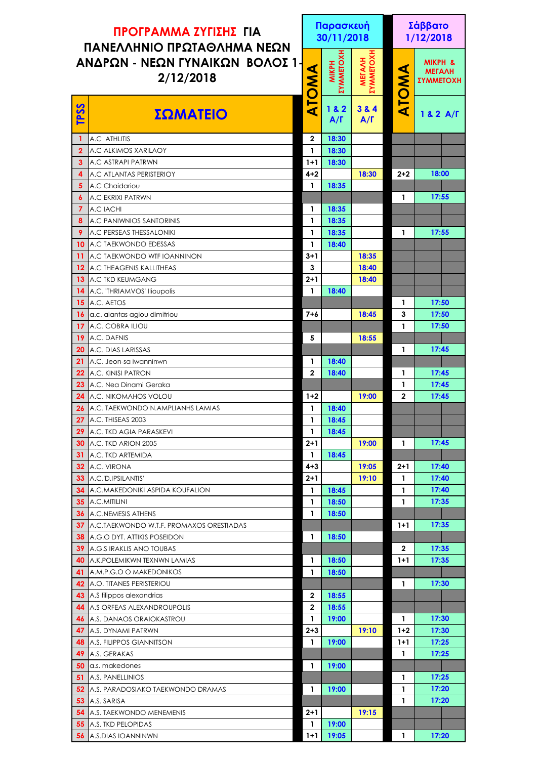# ΠΡΟΓΡΑΜΜΑ ΖΥΓΙΣΗΣ ΓΙΑ ΠΑΝΕΛΛΗΝΙΟ ΠΡΩΤΑΘΛΗΜΑ ΝΕΩΝ ΑΝΔΡΩΝ - ΝΕΩΝ ΓΥΝΑΙΚΩΝ ΒΟΛΟΣ 1-2/12/2018

| TPSS | ΣΩΜΑΤΕΙΟ | Παρασκευή 30/11/2018 | | | Σάββατο 1/12/2018 | |
|---|---|---|---|---|---|---|
| | | ΑΤΟΜΑ | ΜΙΚΡΗ ΣΥΜΜΕΤΟΧΗ 1 & 2 Α/Γ | ΜΕΓΑΛΗ ΣΥΜΜΕΤΟΧΗ 3 & 4 Α/Γ | ΑΤΟΜΑ | ΜΙΚΡΗ & ΜΕΓΑΛΗ ΣΥΜΜΕΤΟΧΗ 1 & 2 Α/Γ |
| 1 | A.C ATHLITIS | 2 | 18:30 | | | |
| 2 | A.C ALKIMOS XARILAOY | 1 | 18:30 | | | |
| 3 | A.C ASTRAPI PATRWN | 1+1 | 18:30 | | | |
| 4 | A.C ATLANTAS PERISTERIOY | 4+2 | | 18:30 | 2+2 | 18:00 |
| 5 | A.C Chaidariou | 1 | 18:35 | | | |
| 6 | A.C EKRIXI PATRWN | | | | 1 | 17:55 |
| 7 | A.C IACHI | 1 | 18:35 | | | |
| 8 | A.C PANIWNIOS SANTORINIS | 1 | 18:35 | | | |
| 9 | A.C PERSEAS THESSALONIKI | 1 | 18:35 | | 1 | 17:55 |
| 10 | A.C TAEKWONDO EDESSAS | 1 | 18:40 | | | |
| 11 | A.C TAEKWONDO WTF IOANNINON | 3+1 | | 18:35 | | |
| 12 | A.C THEAGENIS KALLITHEAS | 3 | | 18:40 | | |
| 13 | A.C TKD KEUMGANG | 2+1 | | 18:40 | | |
| 14 | A.C. 'THRIAMVOS' Ilioupolis | 1 | 18:40 | | | |
| 15 | A.C. AETOS | | | | 1 | 17:50 |
| 16 | a.c. aiantas agiou dimitriou | 7+6 | | 18:45 | 3 | 17:50 |
| 17 | A.C. COBRA ILIOU | | | | 1 | 17:50 |
| 19 | A.C. DAFNIS | 5 | | 18:55 | | |
| 20 | A.C. DIAS LARISSAS | | | | 1 | 17:45 |
| 21 | A.C. Jeon-sa iwanninwn | 1 | 18:40 | | | |
| 22 | A.C. KINISI PATRON | 2 | 18:40 | | 1 | 17:45 |
| 23 | A.C. Nea Dinami Geraka | | | | 1 | 17:45 |
| 24 | A.C. NIKOMAHOS VOLOU | 1+2 | | 19:00 | 2 | 17:45 |
| 26 | A.C. TAEKWONDO N.AMPLIANHS LAMIAS | 1 | 18:40 | | | |
| 27 | A.C. THISEAS 2003 | 1 | 18:45 | | | |
| 29 | A.C. TKD AGIA PARASKEVI | 1 | 18:45 | | | |
| 30 | A.C. TKD ARION 2005 | 2+1 | | 19:00 | 1 | 17:45 |
| 31 | A.C. TKD ARTEMIDA | 1 | 18:45 | | | |
| 32 | A.C. VIRONA | 4+3 | | 19:05 | 2+1 | 17:40 |
| 33 | A.C.'D.IPSILANTIS' | 2+1 | | 19:10 | 1 | 17:40 |
| 34 | A.C.MAKEDONIKI ASPIDA KOUFALION | 1 | 18:45 | | 1 | 17:40 |
| 35 | A.C.MITILINI | 1 | 18:50 | | 1 | 17:35 |
| 36 | A.C.NEMESIS ATHENS | 1 | 18:50 | | | |
| 37 | A.C.TAEKWONDO W.T.F. PROMAXOS ORESTIADAS | | | | 1+1 | 17:35 |
| 38 | A.G.O DYT. ATTIKIS POSEIDON | 1 | 18:50 | | | |
| 39 | A.G.S IRAKLIS ANO TOUBAS | | | | 2 | 17:35 |
| 40 | A.K.POLEMIKWN TEXNWN LAMIAS | 1 | 18:50 | | 1+1 | 17:35 |
| 41 | A.M.P.G.O O MAKEDONIKOS | 1 | 18:50 | | | |
| 42 | A.O. TITANES PERISTERIOU | | | | 1 | 17:30 |
| 43 | A.S filippos alexandrias | 2 | 18:55 | | | |
| 44 | A.S ORFEAS ALEXANDROUPOLIS | 2 | 18:55 | | | |
| 46 | A.S. DANAOS ORAIOKASTROU | 1 | 19:00 | | 1 | 17:30 |
| 47 | A.S. DYNAMI PATRWN | 2+3 | | 19:10 | 1+2 | 17:30 |
| 48 | A.S. FILIPPOS GIANNITSON | 1 | 19:00 | | 1+1 | 17:25 |
| 49 | A.S. GERAKAS | | | | 1 | 17:25 |
| 50 | a.s. makedones | 1 | 19:00 | | | |
| 51 | A.S. PANELLINIOS | | | | 1 | 17:25 |
| 52 | A.S. PARADOSIAKO TAEKWONDO DRAMAS | 1 | 19:00 | | 1 | 17:20 |
| 53 | A.S. SARISA | | | | 1 | 17:20 |
| 54 | A.S. TAEKWONDO MENEMENIS | 2+1 | | 19:15 | | |
| 55 | A.S. TKD PELOPIDAS | 1 | 19:00 | | | |
| 56 | A.S.DIAS IOANNINWN | 1+1 | 19:05 | | 1 | 17:20 |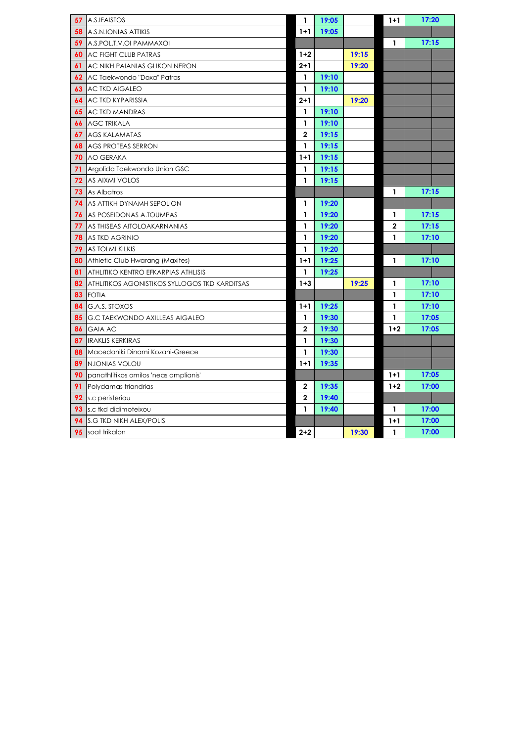| | | | | | | |
|---|---|---|---|---|---|---|
| 57 | A.S.IFAISTOS | 1 | 19:05 | | 1+1 | 17:20 |
| 58 | A.S.N.IONIAS ATTIKIS | 1+1 | 19:05 | | | |
| 59 | A.S.POL.T.V.OI PAMMAXOI | | | | 1 | 17:15 |
| 60 | AC FIGHT CLUB PATRAS | 1+2 | | 19:15 | | |
| 61 | AC NIKH PAIANIAS GLIKON NERON | 2+1 | | 19:20 | | |
| 62 | AC Taekwondo "Doxa" Patras | 1 | 19:10 | | | |
| 63 | AC TKD AIGALEO | 1 | 19:10 | | | |
| 64 | AC TKD KYPARISSIA | 2+1 | | 19:20 | | |
| 65 | AC TKD MANDRAS | 1 | 19:10 | | | |
| 66 | AGC TRIKALA | 1 | 19:10 | | | |
| 67 | AGS KALAMATAS | 2 | 19:15 | | | |
| 68 | AGS PROTEAS SERRON | 1 | 19:15 | | | |
| 70 | AO GERAKA | 1+1 | 19:15 | | | |
| 71 | Argolida Taekwondo Union GSC | 1 | 19:15 | | | |
| 72 | AS AIXMI VOLOS | 1 | 19:15 | | | |
| 73 | As Albatros | | | | 1 | 17:15 |
| 74 | AS ATTIKH DYNAMH SEPOLION | 1 | 19:20 | | | |
| 76 | AS POSEIDONAS A.TOUMPAS | 1 | 19:20 | | 1 | 17:15 |
| 77 | AS THISEAS AITOLOAKARNANIAS | 1 | 19:20 | | 2 | 17:15 |
| 78 | AS TKD AGRINIO | 1 | 19:20 | | 1 | 17:10 |
| 79 | AS TOLMI KILKIS | 1 | 19:20 | | | |
| 80 | Athletic Club Hwarang (Maxites) | 1+1 | 19:25 | | 1 | 17:10 |
| 81 | ATHLITIKO KENTRO EFKARPIAS ATHLISIS | 1 | 19:25 | | | |
| 82 | ATHLITIKOS AGONISTIKOS SYLLOGOS TKD KARDITSAS | 1+3 | | 19:25 | 1 | 17:10 |
| 83 | FOTIA | | | | 1 | 17:10 |
| 84 | G.A.S. STOXOS | 1+1 | 19:25 | | 1 | 17:10 |
| 85 | G.C TAEKWONDO AXILLEAS AIGALEO | 1 | 19:30 | | 1 | 17:05 |
| 86 | GAIA AC | 2 | 19:30 | | 1+2 | 17:05 |
| 87 | IRAKLIS KERKIRAS | 1 | 19:30 | | | |
| 88 | Macedoniki Dinami Kozani-Greece | 1 | 19:30 | | | |
| 89 | N.IONIAS VOLOU | 1+1 | 19:35 | | | |
| 90 | panathlitikos omilos 'neas amplianis' | | | | 1+1 | 17:05 |
| 91 | Polydamas triandrias | 2 | 19:35 | | 1+2 | 17:00 |
| 92 | s.c peristeriou | 2 | 19:40 | | | |
| 93 | s.c tkd didimoteixou | 1 | 19:40 | | 1 | 17:00 |
| 94 | S.G TKD NIKH ALEX/POLIS | | | | 1+1 | 17:00 |
| 95 | soat trikalon | 2+2 | | 19:30 | 1 | 17:00 |